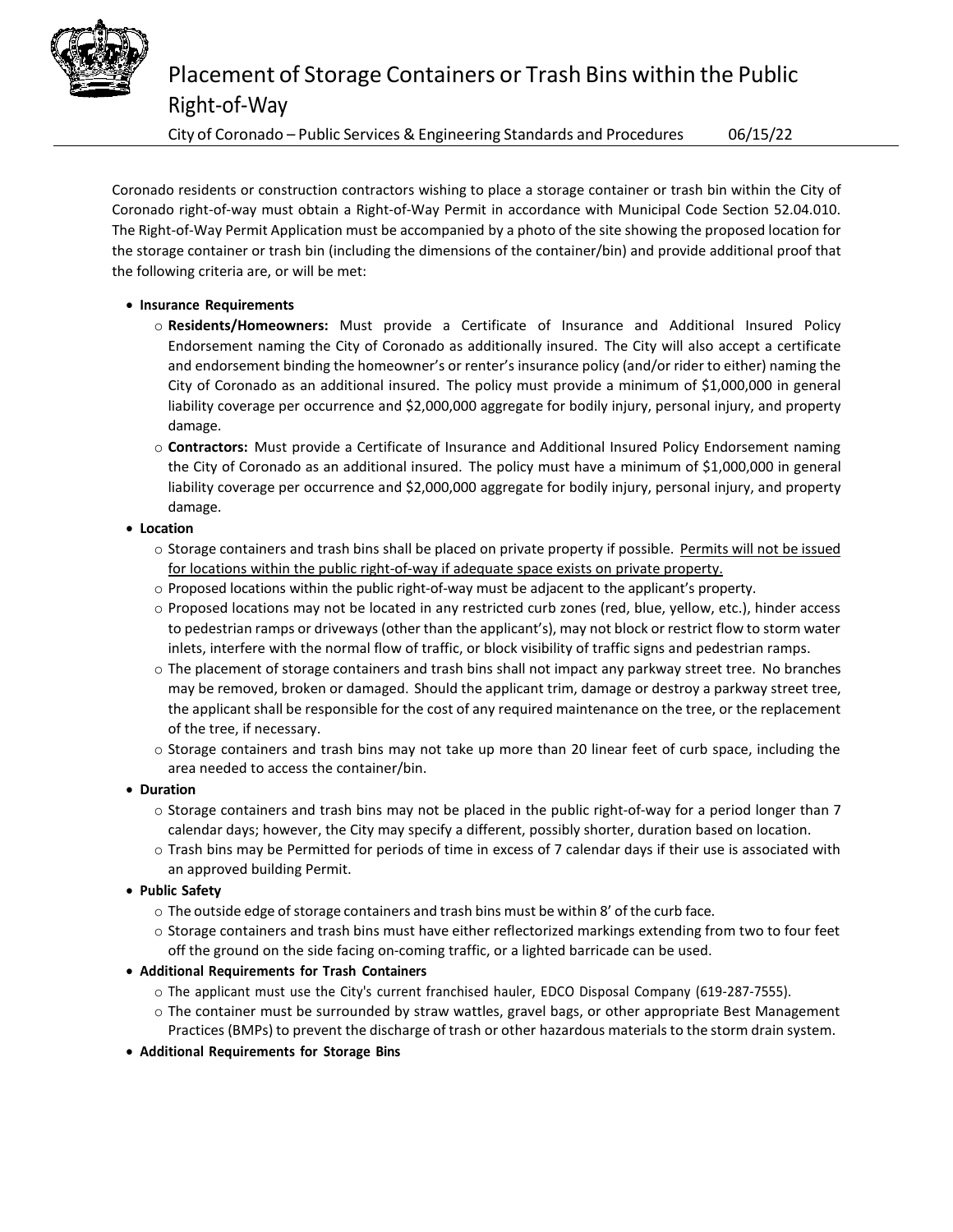# Placement of Storage Containers or Trash Bins within the Public Right-of-Way

City of Coronado – Public Services & Engineering Standards and Procedures 06/15/22

Coronado residents or construction contractors wishing to place a storage container or trash bin within the City of Coronado right-of-way must obtain a Right-of-Way Permit in accordance with Municipal Code Section 52.04.010. The Right-of-Way Permit Application must be accompanied by a photo of the site showing the proposed location for the storage container or trash bin (including the dimensions of the container/bin) and provide additional proof that the following criteria are, or will be met:

- **Insurance Requirements**
  - **Residents/Homeowners:** Must provide a Certificate of Insurance and Additional Insured Policy Endorsement naming the City of Coronado as additionally insured. The City will also accept a certificate and endorsement binding the homeowner's or renter's insurance policy (and/or rider to either) naming the City of Coronado as an additional insured. The policy must provide a minimum of $1,000,000 in general liability coverage per occurrence and $2,000,000 aggregate for bodily injury, personal injury, and property damage.
  - **Contractors:** Must provide a Certificate of Insurance and Additional Insured Policy Endorsement naming the City of Coronado as an additional insured. The policy must have a minimum of $1,000,000 in general liability coverage per occurrence and $2,000,000 aggregate for bodily injury, personal injury, and property damage.
- **Location**
  - Storage containers and trash bins shall be placed on private property if possible. <u>Permits will not be issued for locations within the public right-of-way if adequate space exists on private property.</u>
  - Proposed locations within the public right-of-way must be adjacent to the applicant's property.
  - Proposed locations may not be located in any restricted curb zones (red, blue, yellow, etc.), hinder access to pedestrian ramps or driveways (other than the applicant's), may not block or restrict flow to storm water inlets, interfere with the normal flow of traffic, or block visibility of traffic signs and pedestrian ramps.
  - The placement of storage containers and trash bins shall not impact any parkway street tree. No branches may be removed, broken or damaged. Should the applicant trim, damage or destroy a parkway street tree, the applicant shall be responsible for the cost of any required maintenance on the tree, or the replacement of the tree, if necessary.
  - Storage containers and trash bins may not take up more than 20 linear feet of curb space, including the area needed to access the container/bin.
- **Duration**
  - Storage containers and trash bins may not be placed in the public right-of-way for a period longer than 7 calendar days; however, the City may specify a different, possibly shorter, duration based on location.
  - Trash bins may be Permitted for periods of time in excess of 7 calendar days if their use is associated with an approved building Permit.
- **Public Safety**
  - The outside edge of storage containers and trash bins must be within 8' of the curb face.
  - Storage containers and trash bins must have either reflectorized markings extending from two to four feet off the ground on the side facing on-coming traffic, or a lighted barricade can be used.
- **Additional Requirements for Trash Containers**
  - The applicant must use the City's current franchised hauler, EDCO Disposal Company (619-287-7555).
  - The container must be surrounded by straw wattles, gravel bags, or other appropriate Best Management Practices (BMPs) to prevent the discharge of trash or other hazardous materials to the storm drain system.
- **Additional Requirements for Storage Bins**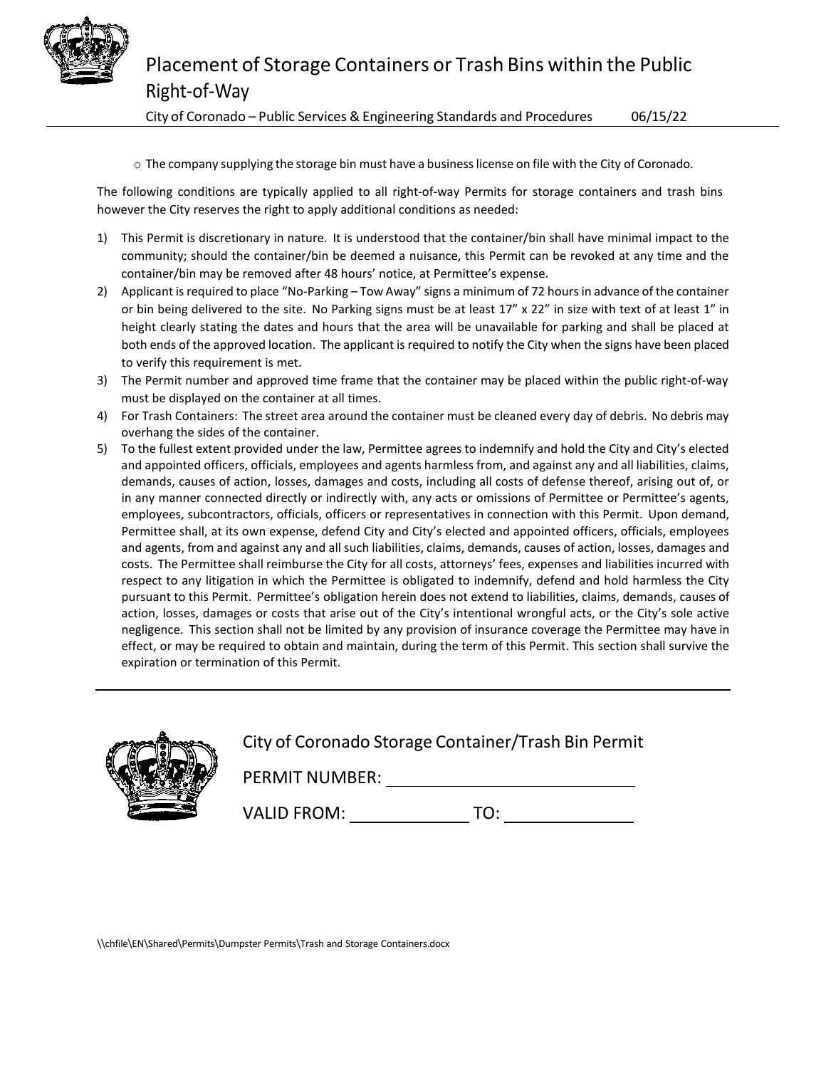- The company supplying the storage bin must have a business license on file with the City of Coronado.

The following conditions are typically applied to all right-of-way Permits for storage containers and trash bins however the City reserves the right to apply additional conditions as needed:

1) This Permit is discretionary in nature. It is understood that the container/bin shall have minimal impact to the community; should the container/bin be deemed a nuisance, this Permit can be revoked at any time and the container/bin may be removed after 48 hours' notice, at Permittee's expense.
2) Applicant is required to place "No-Parking – Tow Away" signs a minimum of 72 hours in advance of the container or bin being delivered to the site. No Parking signs must be at least 17" x 22" in size with text of at least 1" in height clearly stating the dates and hours that the area will be unavailable for parking and shall be placed at both ends of the approved location. The applicant is required to notify the City when the signs have been placed to verify this requirement is met.
3) The Permit number and approved time frame that the container may be placed within the public right-of-way must be displayed on the container at all times.
4) For Trash Containers: The street area around the container must be cleaned every day of debris. No debris may overhang the sides of the container.
5) To the fullest extent provided under the law, Permittee agrees to indemnify and hold the City and City's elected and appointed officers, officials, employees and agents harmless from, and against any and all liabilities, claims, demands, causes of action, losses, damages and costs, including all costs of defense thereof, arising out of, or in any manner connected directly or indirectly with, any acts or omissions of Permittee or Permittee's agents, employees, subcontractors, officials, officers or representatives in connection with this Permit. Upon demand, Permittee shall, at its own expense, defend City and City's elected and appointed officers, officials, employees and agents, from and against any and all such liabilities, claims, demands, causes of action, losses, damages and costs. The Permittee shall reimburse the City for all costs, attorneys' fees, expenses and liabilities incurred with respect to any litigation in which the Permittee is obligated to indemnify, defend and hold harmless the City pursuant to this Permit. Permittee's obligation herein does not extend to liabilities, claims, demands, causes of action, losses, damages or costs that arise out of the City's intentional wrongful acts, or the City's sole active negligence. This section shall not be limited by any provision of insurance coverage the Permittee may have in effect, or may be required to obtain and maintain, during the term of this Permit. This section shall survive the expiration or termination of this Permit.

---

City of Coronado Storage Container/Trash Bin Permit

PERMIT NUMBER: ____________________

VALID FROM: __________ TO: __________